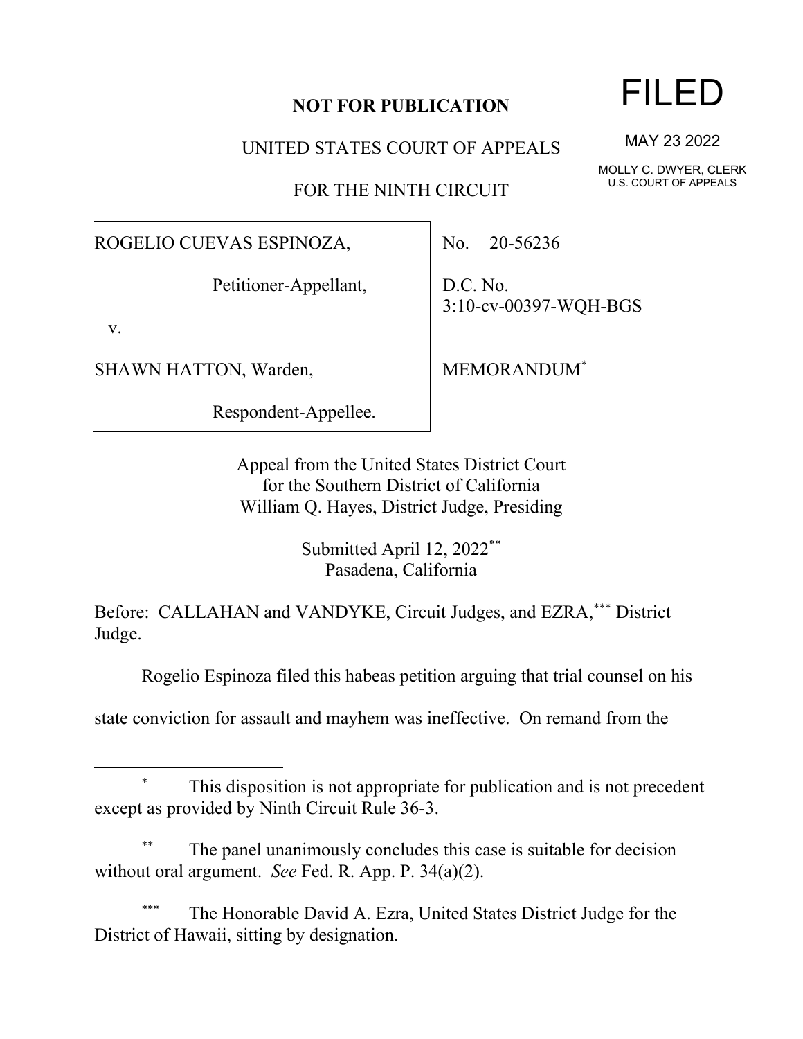**NOT FOR PUBLICATION**

UNITED STATES COURT OF APPEALS

FOR THE NINTH CIRCUIT

FILED

MAY 23 2022

MOLLY C. DWYER, CLERK
U.S. COURT OF APPEALS

ROGELIO CUEVAS ESPINOZA,

Petitioner-Appellant,

v.

SHAWN HATTON, Warden,

Respondent-Appellee.

No. 20-56236

D.C. No.
3:10-cv-00397-WQH-BGS

MEMORANDUM*

Appeal from the United States District Court
for the Southern District of California
William Q. Hayes, District Judge, Presiding

Submitted April 12, 2022**
Pasadena, California

Before: CALLAHAN and VANDYKE, Circuit Judges, and EZRA,*** District Judge.

Rogelio Espinoza filed this habeas petition arguing that trial counsel on his state conviction for assault and mayhem was ineffective. On remand from the

---

\* This disposition is not appropriate for publication and is not precedent except as provided by Ninth Circuit Rule 36-3.

\*\* The panel unanimously concludes this case is suitable for decision without oral argument. *See* Fed. R. App. P. 34(a)(2).

\*\*\* The Honorable David A. Ezra, United States District Judge for the District of Hawaii, sitting by designation.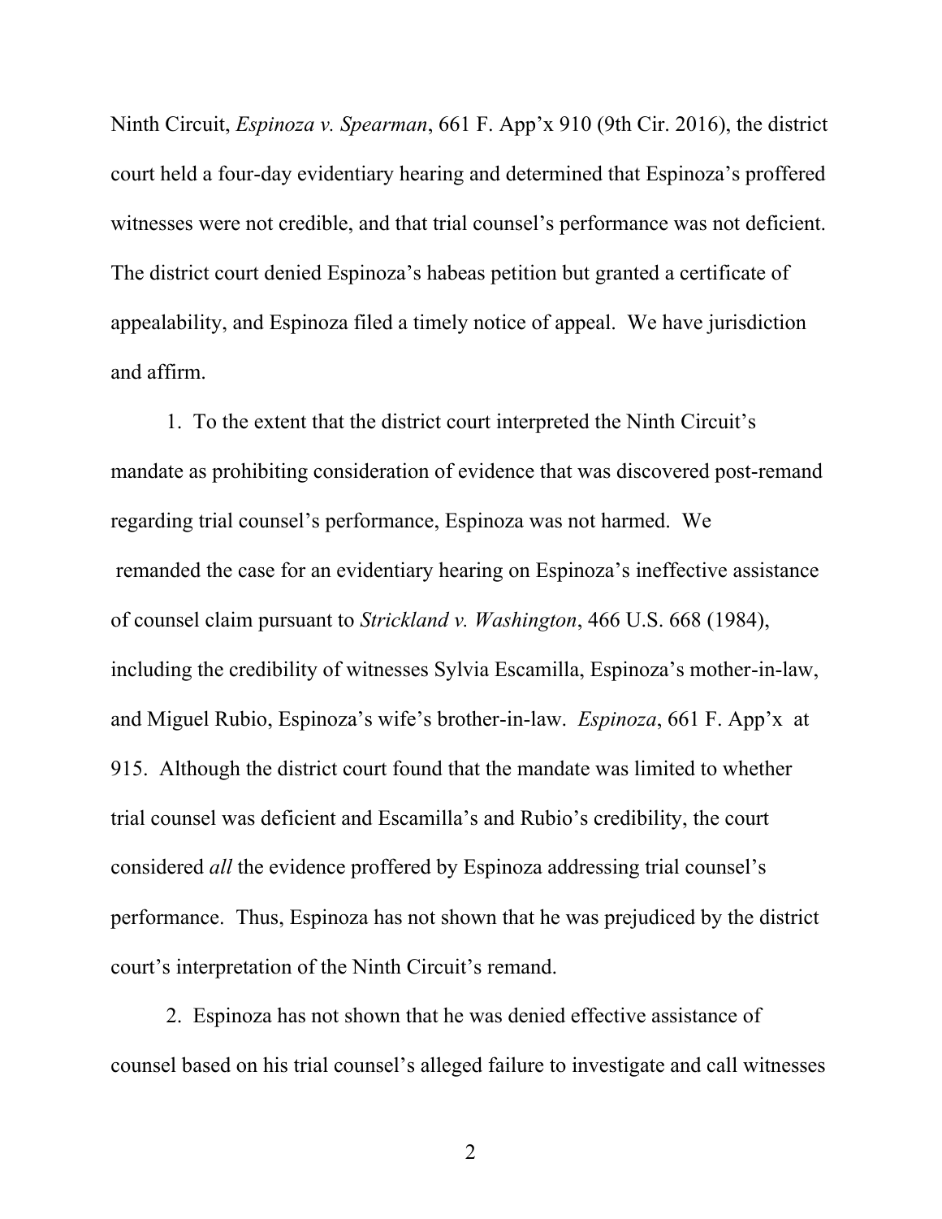Ninth Circuit, *Espinoza v. Spearman*, 661 F. App'x 910 (9th Cir. 2016), the district court held a four-day evidentiary hearing and determined that Espinoza's proffered witnesses were not credible, and that trial counsel's performance was not deficient. The district court denied Espinoza's habeas petition but granted a certificate of appealability, and Espinoza filed a timely notice of appeal. We have jurisdiction and affirm.

1. To the extent that the district court interpreted the Ninth Circuit's mandate as prohibiting consideration of evidence that was discovered post-remand regarding trial counsel's performance, Espinoza was not harmed. We remanded the case for an evidentiary hearing on Espinoza's ineffective assistance of counsel claim pursuant to *Strickland v. Washington*, 466 U.S. 668 (1984), including the credibility of witnesses Sylvia Escamilla, Espinoza's mother-in-law, and Miguel Rubio, Espinoza's wife's brother-in-law. *Espinoza*, 661 F. App'x at 915. Although the district court found that the mandate was limited to whether trial counsel was deficient and Escamilla's and Rubio's credibility, the court considered *all* the evidence proffered by Espinoza addressing trial counsel's performance. Thus, Espinoza has not shown that he was prejudiced by the district court's interpretation of the Ninth Circuit's remand.

2. Espinoza has not shown that he was denied effective assistance of counsel based on his trial counsel's alleged failure to investigate and call witnesses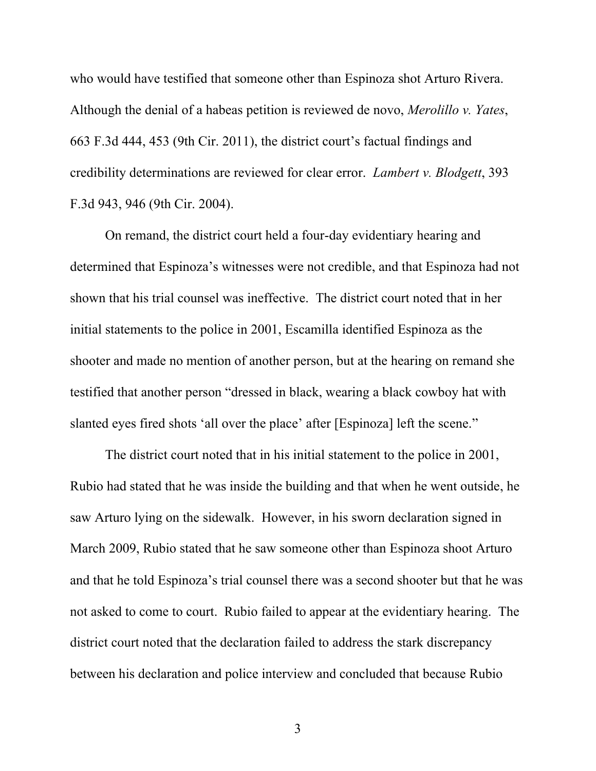who would have testified that someone other than Espinoza shot Arturo Rivera. Although the denial of a habeas petition is reviewed de novo, *Merolillo v. Yates*, 663 F.3d 444, 453 (9th Cir. 2011), the district court's factual findings and credibility determinations are reviewed for clear error. *Lambert v. Blodgett*, 393 F.3d 943, 946 (9th Cir. 2004).

On remand, the district court held a four-day evidentiary hearing and determined that Espinoza's witnesses were not credible, and that Espinoza had not shown that his trial counsel was ineffective. The district court noted that in her initial statements to the police in 2001, Escamilla identified Espinoza as the shooter and made no mention of another person, but at the hearing on remand she testified that another person "dressed in black, wearing a black cowboy hat with slanted eyes fired shots 'all over the place' after [Espinoza] left the scene."

The district court noted that in his initial statement to the police in 2001, Rubio had stated that he was inside the building and that when he went outside, he saw Arturo lying on the sidewalk. However, in his sworn declaration signed in March 2009, Rubio stated that he saw someone other than Espinoza shoot Arturo and that he told Espinoza's trial counsel there was a second shooter but that he was not asked to come to court. Rubio failed to appear at the evidentiary hearing. The district court noted that the declaration failed to address the stark discrepancy between his declaration and police interview and concluded that because Rubio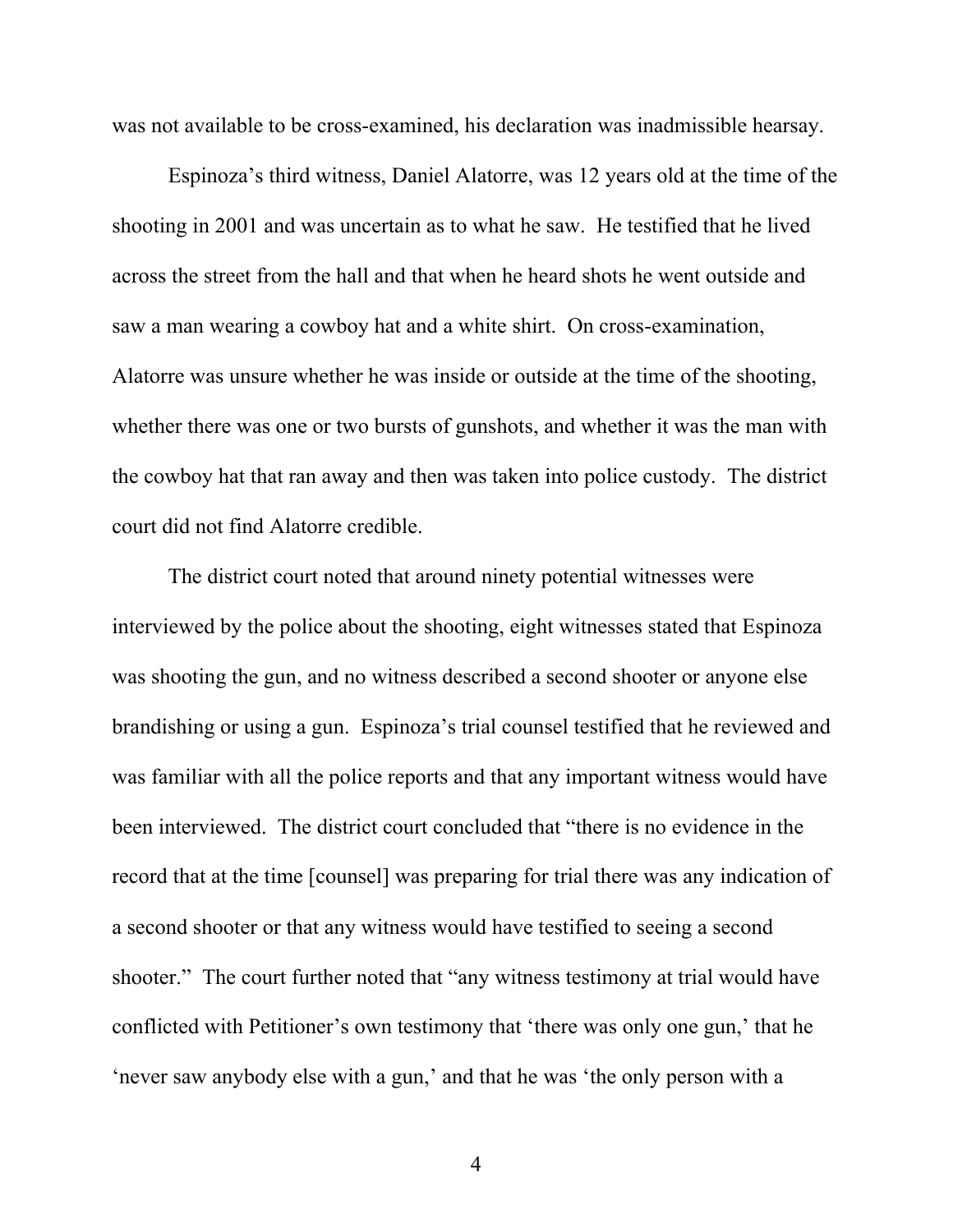was not available to be cross-examined, his declaration was inadmissible hearsay.

Espinoza's third witness, Daniel Alatorre, was 12 years old at the time of the shooting in 2001 and was uncertain as to what he saw. He testified that he lived across the street from the hall and that when he heard shots he went outside and saw a man wearing a cowboy hat and a white shirt. On cross-examination, Alatorre was unsure whether he was inside or outside at the time of the shooting, whether there was one or two bursts of gunshots, and whether it was the man with the cowboy hat that ran away and then was taken into police custody. The district court did not find Alatorre credible.

The district court noted that around ninety potential witnesses were interviewed by the police about the shooting, eight witnesses stated that Espinoza was shooting the gun, and no witness described a second shooter or anyone else brandishing or using a gun. Espinoza's trial counsel testified that he reviewed and was familiar with all the police reports and that any important witness would have been interviewed. The district court concluded that "there is no evidence in the record that at the time [counsel] was preparing for trial there was any indication of a second shooter or that any witness would have testified to seeing a second shooter." The court further noted that "any witness testimony at trial would have conflicted with Petitioner's own testimony that 'there was only one gun,' that he 'never saw anybody else with a gun,' and that he was 'the only person with a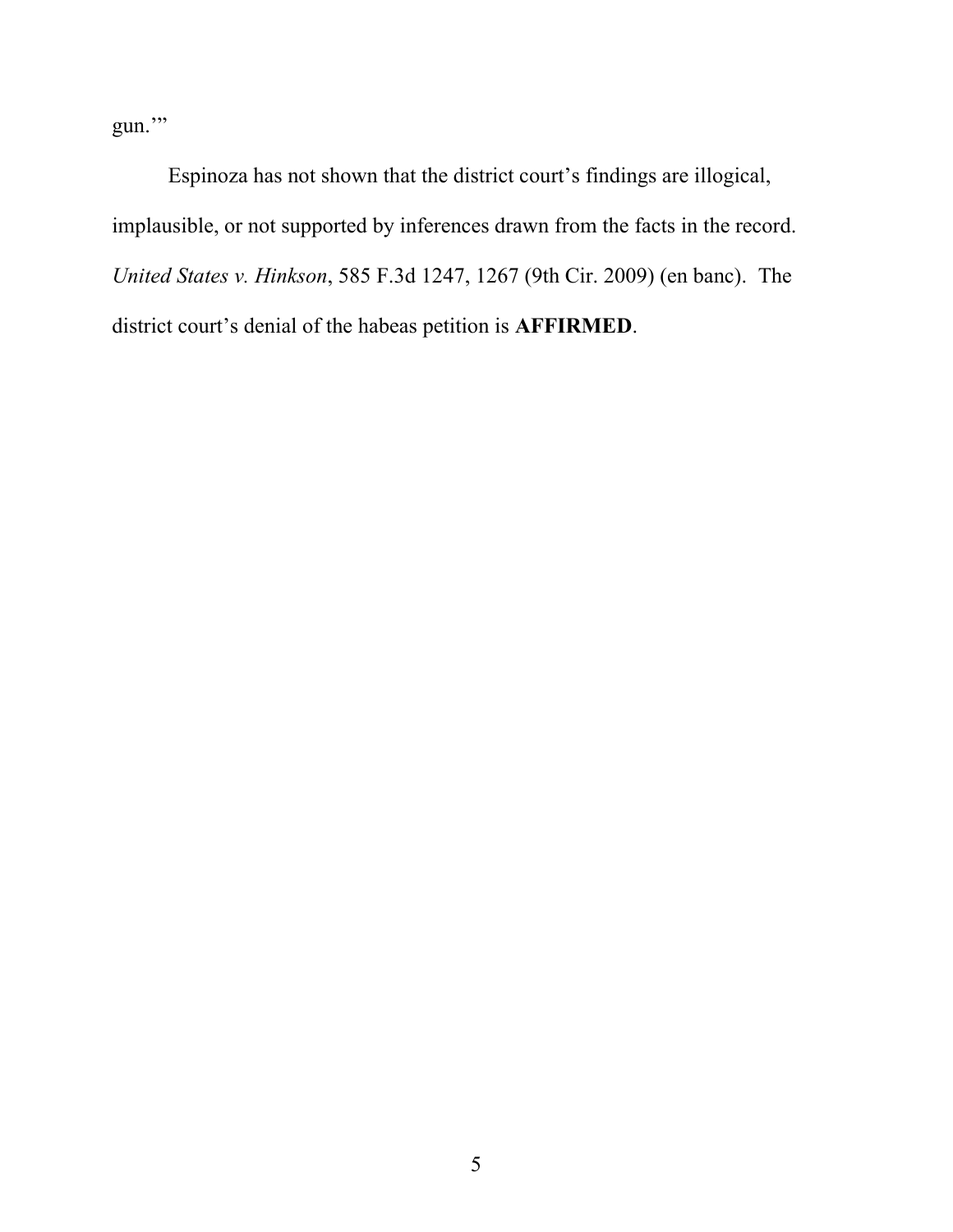gun.'"

Espinoza has not shown that the district court's findings are illogical, implausible, or not supported by inferences drawn from the facts in the record. *United States v. Hinkson*, 585 F.3d 1247, 1267 (9th Cir. 2009) (en banc). The district court's denial of the habeas petition is **AFFIRMED**.